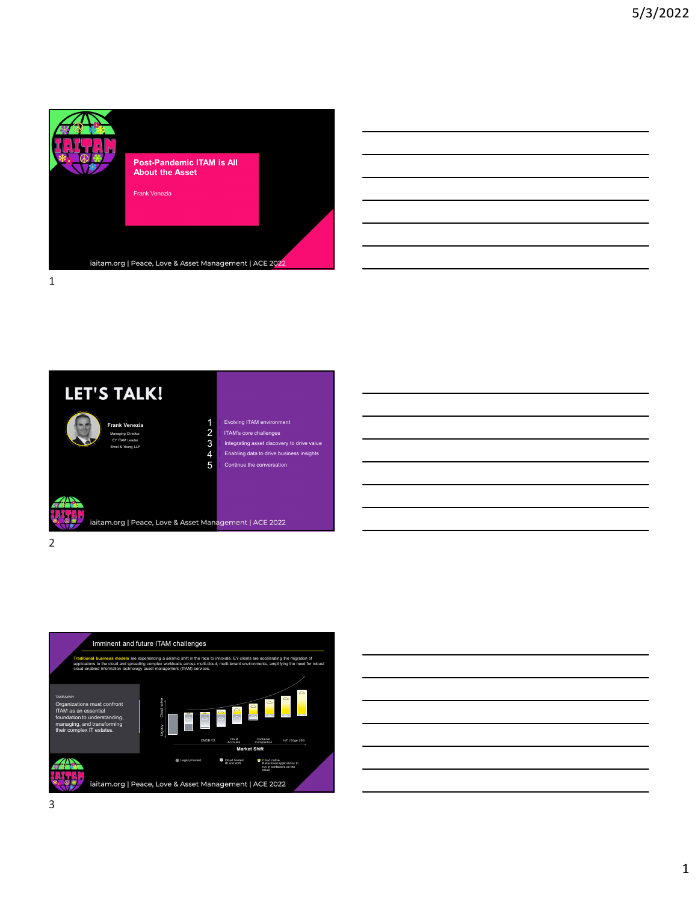## Post-Pandemic ITAM is All About the Asset

Frank Venezia

iaitam.org | Peace, Love & Asset Management | ACE 2022

## LET'S TALK!

**Frank Venezia**
Managing Director,
EY ITAM Leader
Ernst & Young LLP

1. Evolving ITAM environment
2. ITAM's core challenges
3. Integrating asset discovery to drive value
4. Enabling data to drive business insights
5. Continue the conversation

iaitam.org | Peace, Love & Asset Management | ACE 2022

## Imminent and future ITAM challenges

**Traditional business models** are experiencing a seismic shift in the race to innovate. EY clients are accelerating the migration of applications to the cloud and spreading complex workloads across multi-cloud, multi-tenant environments, amplifying the need for robust cloud-enabled information technology asset management (ITAM) services.

TAKEAWAY
Organizations must confront ITAM as an essential foundation to understanding, managing, and transforming their complex IT estates.

Legacy | Cloud native

CMDB /CI | Cloud Accounts | Container Composition | IoT | Edge | 5G

Market Shift

Legacy hosted | Cloud hosted lift and shift | Cloud native Refactored applications to run in containers on the cloud

iaitam.org | Peace, Love & Asset Management | ACE 2022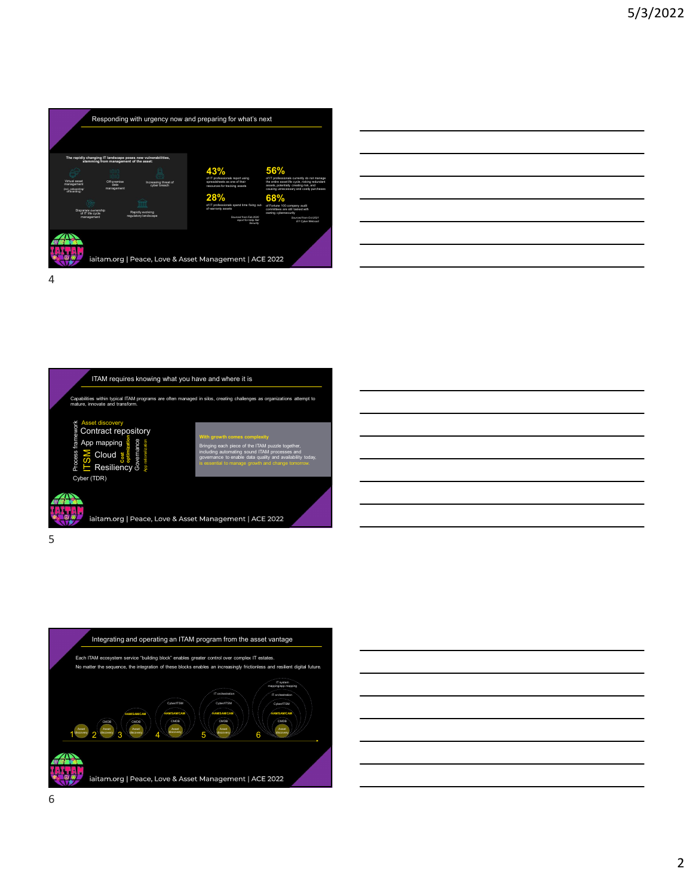## Responding with urgency now and preparing for what's next

**The rapidly changing IT landscape poses new vulnerabilities, stemming from management of the asset:**

- Virtual asset management (incl. onboarding/offboarding)
- Off-premise data management
- Increasing threat of cyber breach
- Disparate ownership of IT life cycle management
- Rapidly evolving regulatory landscape

**43%** of IT professionals report using spreadsheets as one of their resources for tracking assets

**56%** of IT professionals currently do not manage the entire asset life cycle, risking redundant assets, potentially creating risk, and causing unnecessary and costly purchases

**28%** of IT professionals spend time fixing out-of-warranty assets

*Sourced from Feb 2020 report for help Net Security*

**68%** of Fortune 100 company audit committees are still tasked with owning cybersecurity

*Sourced from Oct 2021 EY Cyber Webcast*

iaitam.org | Peace, Love & Asset Management | ACE 2022

## ITAM requires knowing what you have and where it is

Capabilities within typical ITAM programs are often managed in silos, creating challenges as organizations attempt to mature, innovate and transform.

- Asset discovery
- Contract repository
- App mapping
- Cloud
- Resiliency
- Cyber (TDR)
- Process framework
- ITSM
- Cost optimization
- Governance
- App rationalization

**With growth comes complexity**

Bringing each piece of the ITAM puzzle together, including automating sound ITAM processes and governance to enable data quality and availability today, is essential to manage growth and change tomorrow.

iaitam.org | Peace, Love & Asset Management | ACE 2022

## Integrating and operating an ITAM program from the asset vantage

Each ITAM ecosystem service "building block" enables greater control over complex IT estates.

No matter the sequence, the integration of these blocks enables an increasingly frictionless and resilient digital future.

1. Asset discovery
2. CMDB, Asset discovery
3. HAM/SAM/CAM, CMDB, Asset discovery
4. Cyber/ITSM, HAM/SAM/CAM, CMDB, Asset discovery
5. IT orchestration, Cyber/ITSM, HAM/SAM/CAM, CMDB, Asset discovery
6. IT system mapping/app mapping, IT orchestration, Cyber/ITSM, HAM/SAM/CAM, CMDB, Asset discovery

iaitam.org | Peace, Love & Asset Management | ACE 2022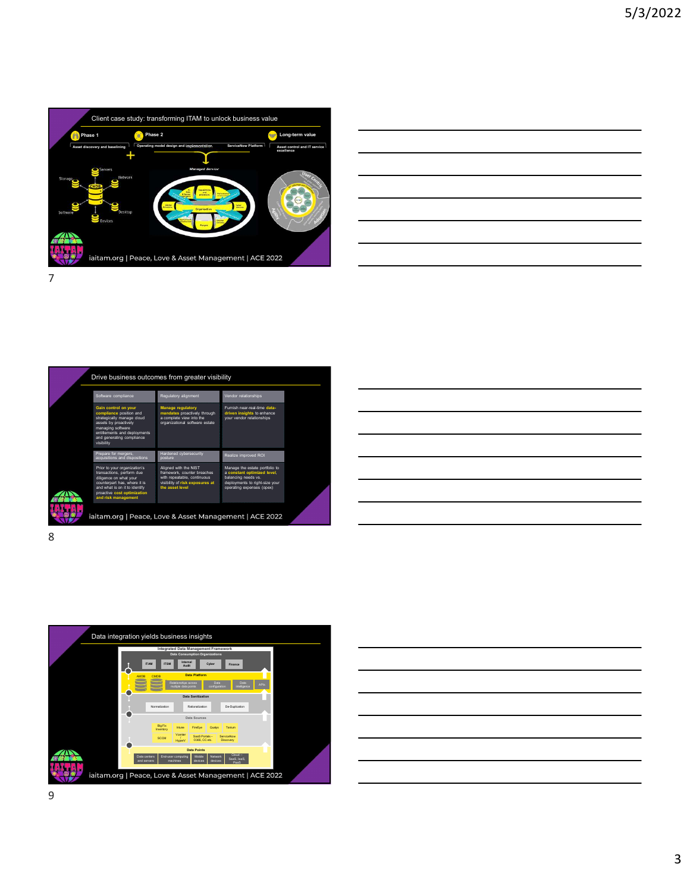## Client case study: transforming ITAM to unlock business value

**Phase 1** — Asset discovery and baselining

**Phase 2** — Operating model design and implementation; ServiceNow Platform

**Long-term value** — Asset control and IT service excellence

Servers, Network, Storage, CMDB, Software, Desktop, Devices

Managed Service

iaitam.org | Peace, Love & Asset Management | ACE 2022

## Drive business outcomes from greater visibility

| Software compliance | Regulatory alignment | Vendor relationships |
| --- | --- | --- |
| **Gain control on your compliance** position and strategically manage cloud assets by proactively managing software entitlements and deployments and generating compliance visibility | **Manage regulatory mandates** proactively through a complete view into the organizational software estate | Furnish near-real-time **data-driven insights** to enhance your vendor relationships |
| **Prepare for mergers, acquisitions and dispositions** | **Hardened cybersecurity posture** | **Realize improved ROI** |
| Prior to your organization's transactions, perform due diligence on what your counterpart has, where it is and what is on it to identify proactive **cost optimization and risk management** | Aligned with the NIST framework, counter breaches with repeatable, continuous visibility of **risk exposures at the asset level** | Manage the estate portfolio to **a constant optimized level,** balancing needs vs. deployments to right-size your operating expenses (opex) |

iaitam.org | Peace, Love & Asset Management | ACE 2022

## Data integration yields business insights

**Integrated Data Management Framework**

**Data Consumption Organizations:** ITAM, ITSM, Internal Audit, Cyber, Finance

**Data Platform:** AMDB, CMDB, Relationships across multiple data points, Data configuration, Data intelligence, APIs

**Data Sanitization:** Normalization, Rationalization, De-Duplication

**Data Sources:** BigFix Inventory, Intune, FireEye, Qualys, Tanium, SCCM, Vcenter / HyperV, SaaS Portals – O365, CC etc., ServiceNow Discovery

**Data Points:** Data centers and servers, End-user computing machines, Mobile devices, Network devices, Cloud – SaaS, IaaS, PaaS

iaitam.org | Peace, Love & Asset Management | ACE 2022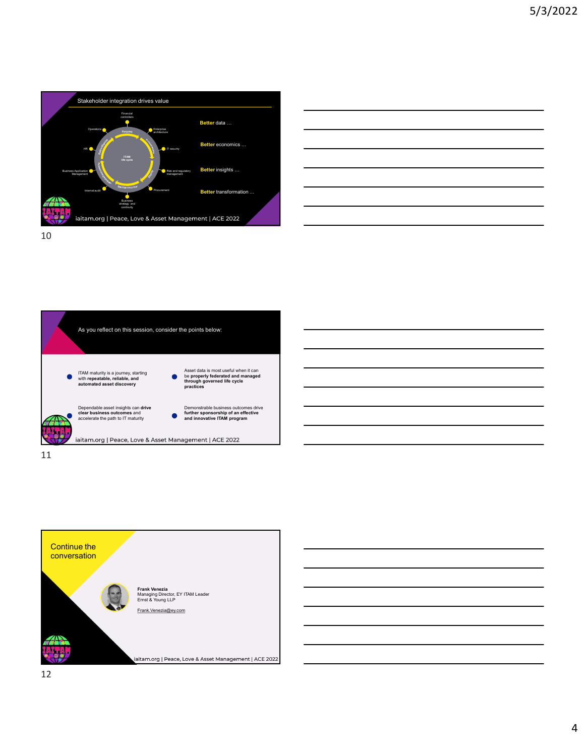## Stakeholder integration drives value

Financial controllers

Operations

Enterprise architecture

HR

IT security

Business Application Management

Risk and regulatory management

Internal audit

Procurement

Business strategy and continuity

ITAM life cycle

Request

Maintain/monitor

**Better** data …

**Better** economics …

**Better** insights …

**Better** transformation …

iaitam.org | Peace, Love & Asset Management | ACE 2022

10

## As you reflect on this session, consider the points below:

- ITAM maturity is a journey, starting with **repeatable, reliable, and automated asset discovery**
- Asset data is most useful when it can be **properly federated and managed through governed life cycle practices**
- Dependable asset insights can **drive clear business outcomes** and accelerate the path to IT maturity
- Demonstrable business outcomes drive **further sponsorship of an effective and innovative ITAM program**

iaitam.org | Peace, Love & Asset Management | ACE 2022

11

## Continue the conversation

**Frank Venezia**
Managing Director, EY ITAM Leader
Ernst & Young LLP

Frank.Venezia@ey.com

iaitam.org | Peace, Love & Asset Management | ACE 2022

12